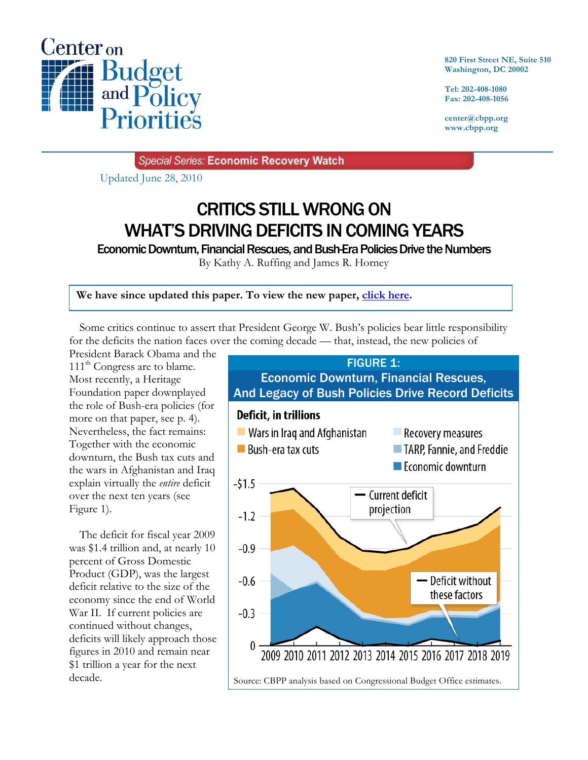Center on Budget and Policy Priorities

820 First Street NE, Suite 510
Washington, DC 20002

Tel: 202-408-1080
Fax: 202-408-1056

center@cbpp.org
www.cbpp.org

*Special Series:* **Economic Recovery Watch**

Updated June 28, 2010

# CRITICS STILL WRONG ON WHAT'S DRIVING DEFICITS IN COMING YEARS

## Economic Downturn, Financial Rescues, and Bush-Era Policies Drive the Numbers

By Kathy A. Ruffing and James R. Horney

**We have since updated this paper. To view the new paper, click here.**

Some critics continue to assert that President George W. Bush's policies bear little responsibility for the deficits the nation faces over the coming decade — that, instead, the new policies of President Barack Obama and the 111th Congress are to blame. Most recently, a Heritage Foundation paper downplayed the role of Bush-era policies (for more on that paper, see p. 4). Nevertheless, the fact remains: Together with the economic downturn, the Bush tax cuts and the wars in Afghanistan and Iraq explain virtually the *entire* deficit over the next ten years (see Figure 1).

**FIGURE 1: Economic Downturn, Financial Rescues, And Legacy of Bush Policies Drive Record Deficits**

Source: CBPP analysis based on Congressional Budget Office estimates.

The deficit for fiscal year 2009 was $1.4 trillion and, at nearly 10 percent of Gross Domestic Product (GDP), was the largest deficit relative to the size of the economy since the end of World War II. If current policies are continued without changes, deficits will likely approach those figures in 2010 and remain near $1 trillion a year for the next decade.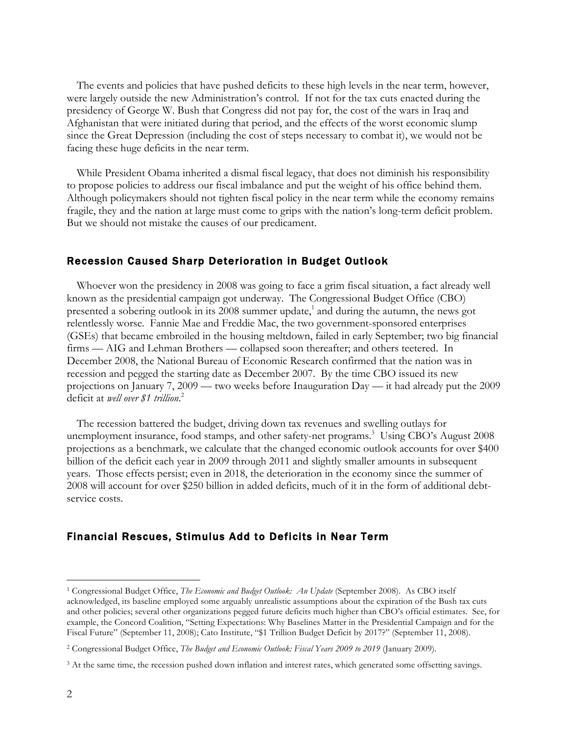The events and policies that have pushed deficits to these high levels in the near term, however, were largely outside the new Administration's control. If not for the tax cuts enacted during the presidency of George W. Bush that Congress did not pay for, the cost of the wars in Iraq and Afghanistan that were initiated during that period, and the effects of the worst economic slump since the Great Depression (including the cost of steps necessary to combat it), we would not be facing these huge deficits in the near term.

While President Obama inherited a dismal fiscal legacy, that does not diminish his responsibility to propose policies to address our fiscal imbalance and put the weight of his office behind them. Although policymakers should not tighten fiscal policy in the near term while the economy remains fragile, they and the nation at large must come to grips with the nation's long-term deficit problem. But we should not mistake the causes of our predicament.

## Recession Caused Sharp Deterioration in Budget Outlook

Whoever won the presidency in 2008 was going to face a grim fiscal situation, a fact already well known as the presidential campaign got underway. The Congressional Budget Office (CBO) presented a sobering outlook in its 2008 summer update,[1] and during the autumn, the news got relentlessly worse. Fannie Mae and Freddie Mac, the two government-sponsored enterprises (GSEs) that became embroiled in the housing meltdown, failed in early September; two big financial firms — AIG and Lehman Brothers — collapsed soon thereafter; and others teetered. In December 2008, the National Bureau of Economic Research confirmed that the nation was in recession and pegged the starting date as December 2007. By the time CBO issued its new projections on January 7, 2009 — two weeks before Inauguration Day — it had already put the 2009 deficit at *well over $1 trillion*.[2]

The recession battered the budget, driving down tax revenues and swelling outlays for unemployment insurance, food stamps, and other safety-net programs.[3] Using CBO's August 2008 projections as a benchmark, we calculate that the changed economic outlook accounts for over $400 billion of the deficit each year in 2009 through 2011 and slightly smaller amounts in subsequent years. Those effects persist; even in 2018, the deterioration in the economy since the summer of 2008 will account for over $250 billion in added deficits, much of it in the form of additional debt-service costs.

## Financial Rescues, Stimulus Add to Deficits in Near Term

[1] Congressional Budget Office, *The Economic and Budget Outlook: An Update* (September 2008). As CBO itself acknowledged, its baseline employed some arguably unrealistic assumptions about the expiration of the Bush tax cuts and other policies; several other organizations pegged future deficits much higher than CBO's official estimates. See, for example, the Concord Coalition, "Setting Expectations: Why Baselines Matter in the Presidential Campaign and for the Fiscal Future" (September 11, 2008); Cato Institute, "$1 Trillion Budget Deficit by 2017?" (September 11, 2008).

[2] Congressional Budget Office, *The Budget and Economic Outlook: Fiscal Years 2009 to 2019* (January 2009).

[3] At the same time, the recession pushed down inflation and interest rates, which generated some offsetting savings.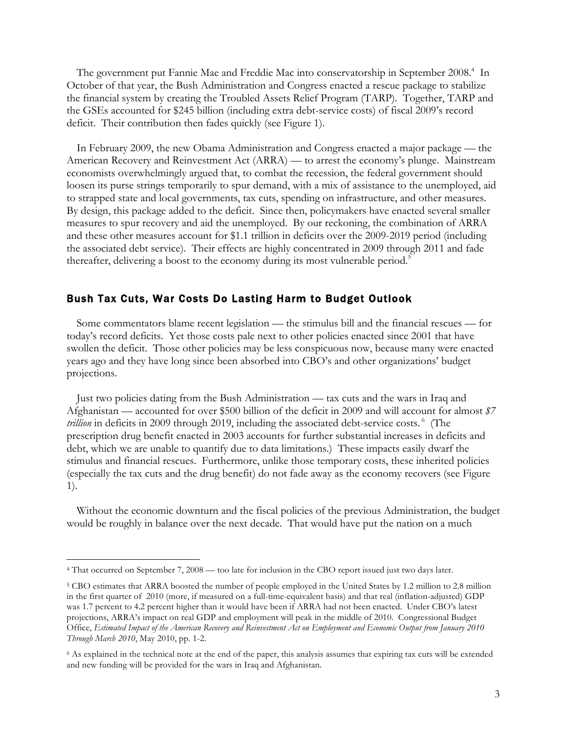The government put Fannie Mae and Freddie Mac into conservatorship in September 2008.[4] In October of that year, the Bush Administration and Congress enacted a rescue package to stabilize the financial system by creating the Troubled Assets Relief Program (TARP). Together, TARP and the GSEs accounted for $245 billion (including extra debt-service costs) of fiscal 2009's record deficit. Their contribution then fades quickly (see Figure 1).

In February 2009, the new Obama Administration and Congress enacted a major package — the American Recovery and Reinvestment Act (ARRA) — to arrest the economy's plunge. Mainstream economists overwhelmingly argued that, to combat the recession, the federal government should loosen its purse strings temporarily to spur demand, with a mix of assistance to the unemployed, aid to strapped state and local governments, tax cuts, spending on infrastructure, and other measures. By design, this package added to the deficit. Since then, policymakers have enacted several smaller measures to spur recovery and aid the unemployed. By our reckoning, the combination of ARRA and these other measures account for $1.1 trillion in deficits over the 2009-2019 period (including the associated debt service). Their effects are highly concentrated in 2009 through 2011 and fade thereafter, delivering a boost to the economy during its most vulnerable period.[5]

## Bush Tax Cuts, War Costs Do Lasting Harm to Budget Outlook

Some commentators blame recent legislation — the stimulus bill and the financial rescues — for today's record deficits. Yet those costs pale next to other policies enacted since 2001 that have swollen the deficit. Those other policies may be less conspicuous now, because many were enacted years ago and they have long since been absorbed into CBO's and other organizations' budget projections.

Just two policies dating from the Bush Administration — tax cuts and the wars in Iraq and Afghanistan — accounted for over $500 billion of the deficit in 2009 and will account for almost *$7 trillion* in deficits in 2009 through 2019, including the associated debt-service costs.[6] (The prescription drug benefit enacted in 2003 accounts for further substantial increases in deficits and debt, which we are unable to quantify due to data limitations.) These impacts easily dwarf the stimulus and financial rescues. Furthermore, unlike those temporary costs, these inherited policies (especially the tax cuts and the drug benefit) do not fade away as the economy recovers (see Figure 1).

Without the economic downturn and the fiscal policies of the previous Administration, the budget would be roughly in balance over the next decade. That would have put the nation on a much

---

[4] That occurred on September 7, 2008 — too late for inclusion in the CBO report issued just two days later.

[5] CBO estimates that ARRA boosted the number of people employed in the United States by 1.2 million to 2.8 million in the first quarter of 2010 (more, if measured on a full-time-equivalent basis) and that real (inflation-adjusted) GDP was 1.7 percent to 4.2 percent higher than it would have been if ARRA had not been enacted. Under CBO's latest projections, ARRA's impact on real GDP and employment will peak in the middle of 2010. Congressional Budget Office, *Estimated Impact of the American Recovery and Reinvestment Act on Employment and Economic Output from January 2010 Through March 2010*, May 2010, pp. 1-2.

[6] As explained in the technical note at the end of the paper, this analysis assumes that expiring tax cuts will be extended and new funding will be provided for the wars in Iraq and Afghanistan.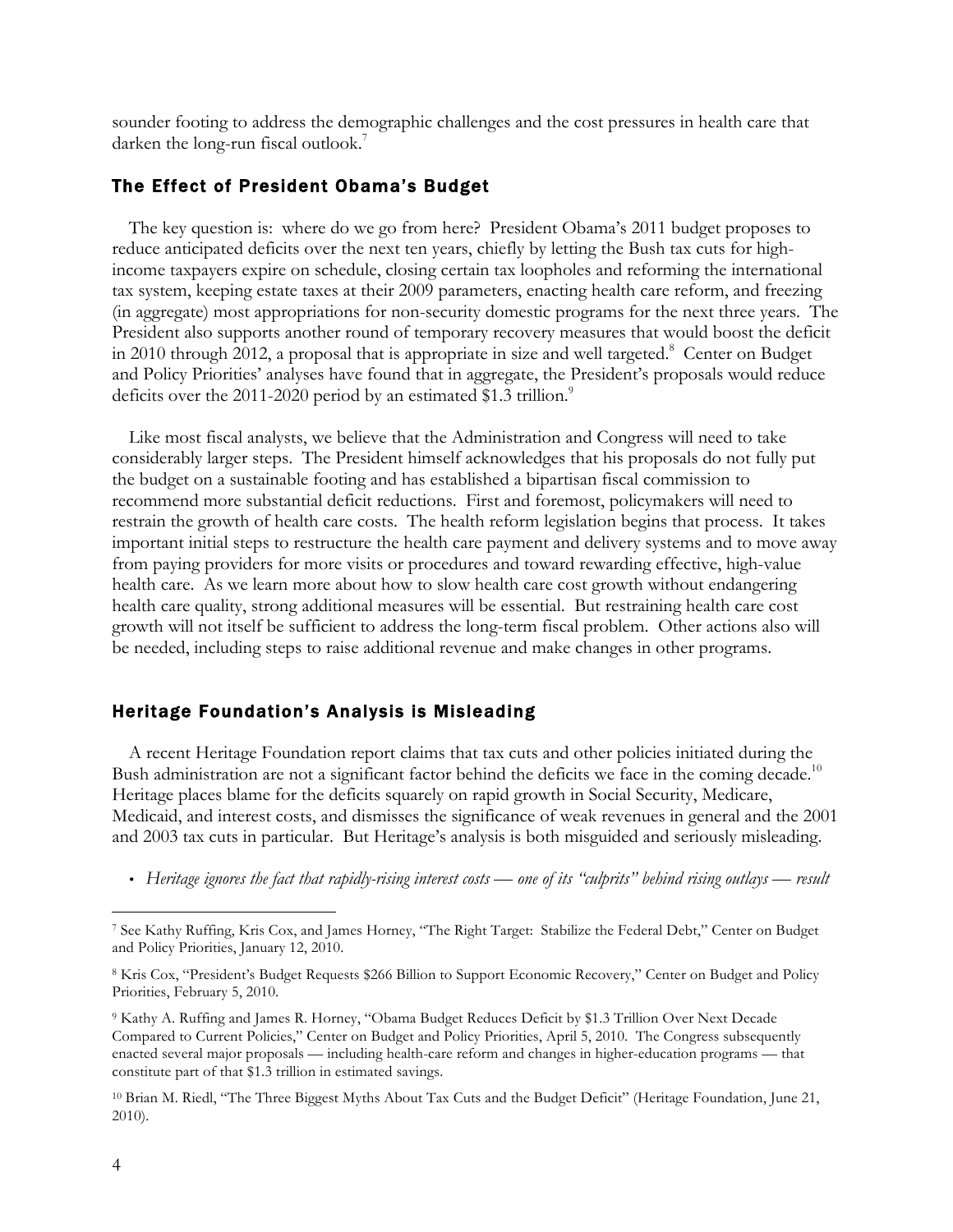sounder footing to address the demographic challenges and the cost pressures in health care that darken the long-run fiscal outlook.[7]

## The Effect of President Obama's Budget

The key question is: where do we go from here? President Obama's 2011 budget proposes to reduce anticipated deficits over the next ten years, chiefly by letting the Bush tax cuts for high-income taxpayers expire on schedule, closing certain tax loopholes and reforming the international tax system, keeping estate taxes at their 2009 parameters, enacting health care reform, and freezing (in aggregate) most appropriations for non-security domestic programs for the next three years. The President also supports another round of temporary recovery measures that would boost the deficit in 2010 through 2012, a proposal that is appropriate in size and well targeted.[8] Center on Budget and Policy Priorities' analyses have found that in aggregate, the President's proposals would reduce deficits over the 2011-2020 period by an estimated $1.3 trillion.[9]

Like most fiscal analysts, we believe that the Administration and Congress will need to take considerably larger steps. The President himself acknowledges that his proposals do not fully put the budget on a sustainable footing and has established a bipartisan fiscal commission to recommend more substantial deficit reductions. First and foremost, policymakers will need to restrain the growth of health care costs. The health reform legislation begins that process. It takes important initial steps to restructure the health care payment and delivery systems and to move away from paying providers for more visits or procedures and toward rewarding effective, high-value health care. As we learn more about how to slow health care cost growth without endangering health care quality, strong additional measures will be essential. But restraining health care cost growth will not itself be sufficient to address the long-term fiscal problem. Other actions also will be needed, including steps to raise additional revenue and make changes in other programs.

## Heritage Foundation's Analysis is Misleading

A recent Heritage Foundation report claims that tax cuts and other policies initiated during the Bush administration are not a significant factor behind the deficits we face in the coming decade.[10] Heritage places blame for the deficits squarely on rapid growth in Social Security, Medicare, Medicaid, and interest costs, and dismisses the significance of weak revenues in general and the 2001 and 2003 tax cuts in particular. But Heritage's analysis is both misguided and seriously misleading.

- *Heritage ignores the fact that rapidly-rising interest costs — one of its "culprits" behind rising outlays — result*

---

[7] See Kathy Ruffing, Kris Cox, and James Horney, "The Right Target: Stabilize the Federal Debt," Center on Budget and Policy Priorities, January 12, 2010.

[8] Kris Cox, "President's Budget Requests $266 Billion to Support Economic Recovery," Center on Budget and Policy Priorities, February 5, 2010.

[9] Kathy A. Ruffing and James R. Horney, "Obama Budget Reduces Deficit by $1.3 Trillion Over Next Decade Compared to Current Policies," Center on Budget and Policy Priorities, April 5, 2010. The Congress subsequently enacted several major proposals — including health-care reform and changes in higher-education programs — that constitute part of that $1.3 trillion in estimated savings.

[10] Brian M. Riedl, "The Three Biggest Myths About Tax Cuts and the Budget Deficit" (Heritage Foundation, June 21, 2010).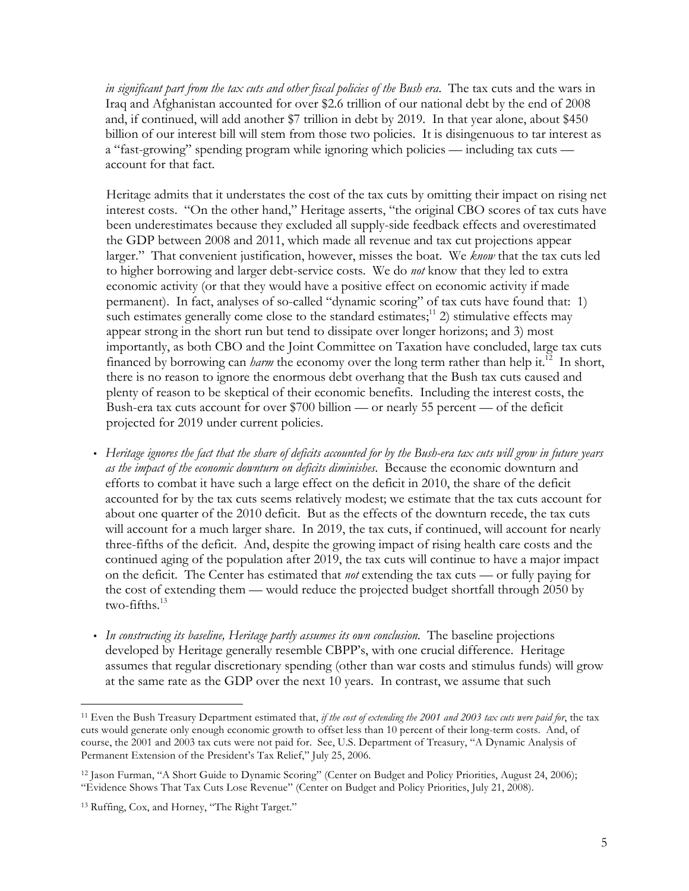*in significant part from the tax cuts and other fiscal policies of the Bush era.* The tax cuts and the wars in Iraq and Afghanistan accounted for over $2.6 trillion of our national debt by the end of 2008 and, if continued, will add another $7 trillion in debt by 2019. In that year alone, about $450 billion of our interest bill will stem from those two policies. It is disingenuous to tar interest as a "fast-growing" spending program while ignoring which policies — including tax cuts — account for that fact.

Heritage admits that it understates the cost of the tax cuts by omitting their impact on rising net interest costs. "On the other hand," Heritage asserts, "the original CBO scores of tax cuts have been underestimates because they excluded all supply-side feedback effects and overestimated the GDP between 2008 and 2011, which made all revenue and tax cut projections appear larger." That convenient justification, however, misses the boat. We *know* that the tax cuts led to higher borrowing and larger debt-service costs. We do *not* know that they led to extra economic activity (or that they would have a positive effect on economic activity if made permanent). In fact, analyses of so-called "dynamic scoring" of tax cuts have found that: 1) such estimates generally come close to the standard estimates;[11] 2) stimulative effects may appear strong in the short run but tend to dissipate over longer horizons; and 3) most importantly, as both CBO and the Joint Committee on Taxation have concluded, large tax cuts financed by borrowing can *harm* the economy over the long term rather than help it.[12] In short, there is no reason to ignore the enormous debt overhang that the Bush tax cuts caused and plenty of reason to be skeptical of their economic benefits. Including the interest costs, the Bush-era tax cuts account for over $700 billion — or nearly 55 percent — of the deficit projected for 2019 under current policies.

- *Heritage ignores the fact that the share of deficits accounted for by the Bush-era tax cuts will grow in future years as the impact of the economic downturn on deficits diminishes.* Because the economic downturn and efforts to combat it have such a large effect on the deficit in 2010, the share of the deficit accounted for by the tax cuts seems relatively modest; we estimate that the tax cuts account for about one quarter of the 2010 deficit. But as the effects of the downturn recede, the tax cuts will account for a much larger share. In 2019, the tax cuts, if continued, will account for nearly three-fifths of the deficit. And, despite the growing impact of rising health care costs and the continued aging of the population after 2019, the tax cuts will continue to have a major impact on the deficit. The Center has estimated that *not* extending the tax cuts — or fully paying for the cost of extending them — would reduce the projected budget shortfall through 2050 by two-fifths.[13]

- *In constructing its baseline, Heritage partly assumes its own conclusion.* The baseline projections developed by Heritage generally resemble CBPP's, with one crucial difference. Heritage assumes that regular discretionary spending (other than war costs and stimulus funds) will grow at the same rate as the GDP over the next 10 years. In contrast, we assume that such

---

[11] Even the Bush Treasury Department estimated that, *if the cost of extending the 2001 and 2003 tax cuts were paid for*, the tax cuts would generate only enough economic growth to offset less than 10 percent of their long-term costs. And, of course, the 2001 and 2003 tax cuts were not paid for. See, U.S. Department of Treasury, "A Dynamic Analysis of Permanent Extension of the President's Tax Relief," July 25, 2006.

[12] Jason Furman, "A Short Guide to Dynamic Scoring" (Center on Budget and Policy Priorities, August 24, 2006); "Evidence Shows That Tax Cuts Lose Revenue" (Center on Budget and Policy Priorities, July 21, 2008).

[13] Ruffing, Cox, and Horney, "The Right Target."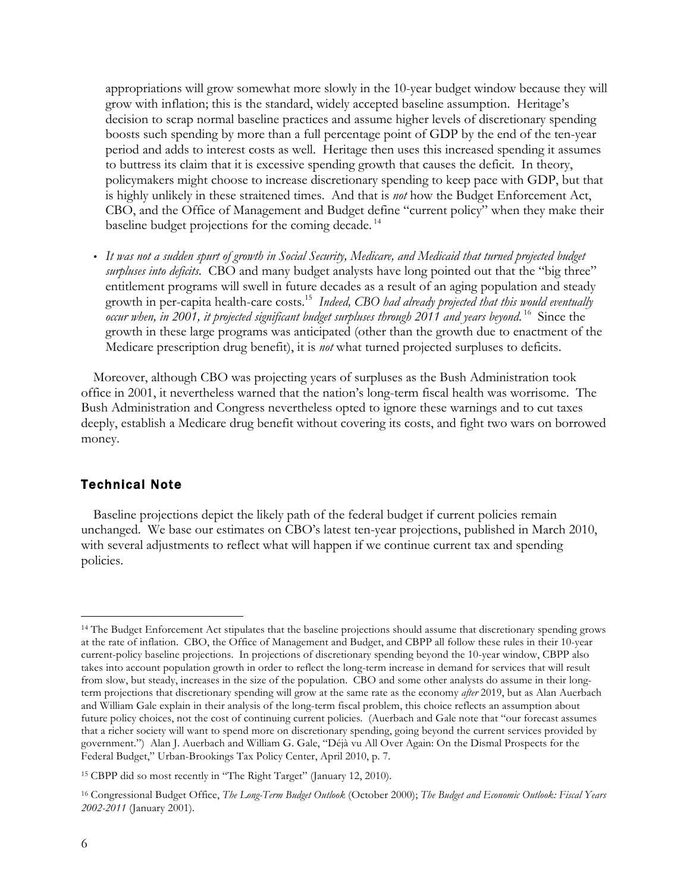appropriations will grow somewhat more slowly in the 10-year budget window because they will grow with inflation; this is the standard, widely accepted baseline assumption. Heritage's decision to scrap normal baseline practices and assume higher levels of discretionary spending boosts such spending by more than a full percentage point of GDP by the end of the ten-year period and adds to interest costs as well. Heritage then uses this increased spending it assumes to buttress its claim that it is excessive spending growth that causes the deficit. In theory, policymakers might choose to increase discretionary spending to keep pace with GDP, but that is highly unlikely in these straitened times. And that is *not* how the Budget Enforcement Act, CBO, and the Office of Management and Budget define "current policy" when they make their baseline budget projections for the coming decade.[14]

- *It was not a sudden spurt of growth in Social Security, Medicare, and Medicaid that turned projected budget surpluses into deficits.* CBO and many budget analysts have long pointed out that the "big three" entitlement programs will swell in future decades as a result of an aging population and steady growth in per-capita health-care costs.[15] *Indeed, CBO had already projected that this would eventually occur when, in 2001, it projected significant budget surpluses through 2011 and years beyond.*[16] Since the growth in these large programs was anticipated (other than the growth due to enactment of the Medicare prescription drug benefit), it is *not* what turned projected surpluses to deficits.

Moreover, although CBO was projecting years of surpluses as the Bush Administration took office in 2001, it nevertheless warned that the nation's long-term fiscal health was worrisome. The Bush Administration and Congress nevertheless opted to ignore these warnings and to cut taxes deeply, establish a Medicare drug benefit without covering its costs, and fight two wars on borrowed money.

## Technical Note

Baseline projections depict the likely path of the federal budget if current policies remain unchanged. We base our estimates on CBO's latest ten-year projections, published in March 2010, with several adjustments to reflect what will happen if we continue current tax and spending policies.

---

[14] The Budget Enforcement Act stipulates that the baseline projections should assume that discretionary spending grows at the rate of inflation. CBO, the Office of Management and Budget, and CBPP all follow these rules in their 10-year current-policy baseline projections. In projections of discretionary spending beyond the 10-year window, CBPP also takes into account population growth in order to reflect the long-term increase in demand for services that will result from slow, but steady, increases in the size of the population. CBO and some other analysts do assume in their long-term projections that discretionary spending will grow at the same rate as the economy *after* 2019, but as Alan Auerbach and William Gale explain in their analysis of the long-term fiscal problem, this choice reflects an assumption about future policy choices, not the cost of continuing current policies. (Auerbach and Gale note that "our forecast assumes that a richer society will want to spend more on discretionary spending, going beyond the current services provided by government.") Alan J. Auerbach and William G. Gale, "Déjà vu All Over Again: On the Dismal Prospects for the Federal Budget," Urban-Brookings Tax Policy Center, April 2010, p. 7.

[15] CBPP did so most recently in "The Right Target" (January 12, 2010).

[16] Congressional Budget Office, *The Long-Term Budget Outlook* (October 2000); *The Budget and Economic Outlook: Fiscal Years 2002-2011* (January 2001).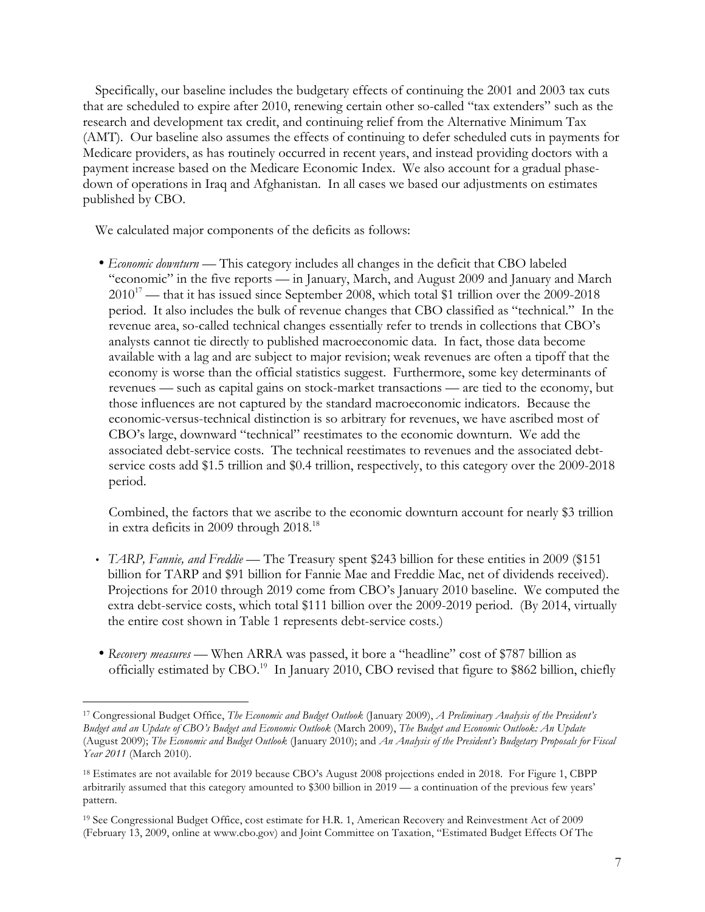Specifically, our baseline includes the budgetary effects of continuing the 2001 and 2003 tax cuts that are scheduled to expire after 2010, renewing certain other so-called "tax extenders" such as the research and development tax credit, and continuing relief from the Alternative Minimum Tax (AMT). Our baseline also assumes the effects of continuing to defer scheduled cuts in payments for Medicare providers, as has routinely occurred in recent years, and instead providing doctors with a payment increase based on the Medicare Economic Index. We also account for a gradual phase-down of operations in Iraq and Afghanistan. In all cases we based our adjustments on estimates published by CBO.

We calculated major components of the deficits as follows:

- *Economic downturn* — This category includes all changes in the deficit that CBO labeled "economic" in the five reports — in January, March, and August 2009 and January and March 2010[17] — that it has issued since September 2008, which total $1 trillion over the 2009-2018 period. It also includes the bulk of revenue changes that CBO classified as "technical." In the revenue area, so-called technical changes essentially refer to trends in collections that CBO's analysts cannot tie directly to published macroeconomic data. In fact, those data become available with a lag and are subject to major revision; weak revenues are often a tipoff that the economy is worse than the official statistics suggest. Furthermore, some key determinants of revenues — such as capital gains on stock-market transactions — are tied to the economy, but those influences are not captured by the standard macroeconomic indicators. Because the economic-versus-technical distinction is so arbitrary for revenues, we have ascribed most of CBO's large, downward "technical" reestimates to the economic downturn. We add the associated debt-service costs. The technical reestimates to revenues and the associated debt-service costs add $1.5 trillion and $0.4 trillion, respectively, to this category over the 2009-2018 period.

  Combined, the factors that we ascribe to the economic downturn account for nearly $3 trillion in extra deficits in 2009 through 2018.[18]

- *TARP, Fannie, and Freddie* — The Treasury spent $243 billion for these entities in 2009 ($151 billion for TARP and $91 billion for Fannie Mae and Freddie Mac, net of dividends received). Projections for 2010 through 2019 come from CBO's January 2010 baseline. We computed the extra debt-service costs, which total $111 billion over the 2009-2019 period. (By 2014, virtually the entire cost shown in Table 1 represents debt-service costs.)

- *Recovery measures* — When ARRA was passed, it bore a "headline" cost of $787 billion as officially estimated by CBO.[19] In January 2010, CBO revised that figure to $862 billion, chiefly

---

[17] Congressional Budget Office, *The Economic and Budget Outlook* (January 2009), *A Preliminary Analysis of the President's Budget and an Update of CBO's Budget and Economic Outlook* (March 2009), *The Budget and Economic Outlook: An Update* (August 2009); *The Economic and Budget Outlook* (January 2010); and *An Analysis of the President's Budgetary Proposals for Fiscal Year 2011* (March 2010).

[18] Estimates are not available for 2019 because CBO's August 2008 projections ended in 2018. For Figure 1, CBPP arbitrarily assumed that this category amounted to $300 billion in 2019 — a continuation of the previous few years' pattern.

[19] See Congressional Budget Office, cost estimate for H.R. 1, American Recovery and Reinvestment Act of 2009 (February 13, 2009, online at www.cbo.gov) and Joint Committee on Taxation, "Estimated Budget Effects Of The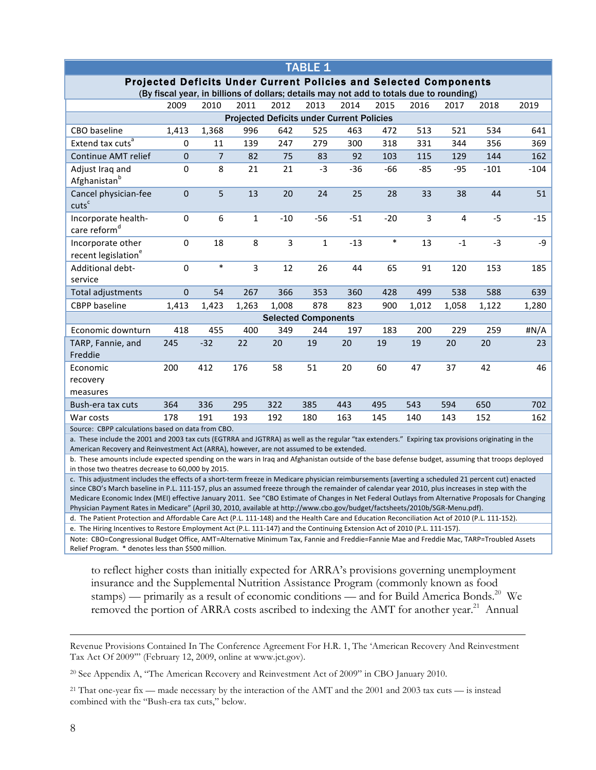## TABLE 1

**Projected Deficits Under Current Policies and Selected Components**

(By fiscal year, in billions of dollars; details may not add to totals due to rounding)

| | 2009 | 2010 | 2011 | 2012 | 2013 | 2014 | 2015 | 2016 | 2017 | 2018 | 2019 |
|---|---|---|---|---|---|---|---|---|---|---|---|
| **Projected Deficits under Current Policies** | | | | | | | | | | | |
| CBO baseline | 1,413 | 1,368 | 996 | 642 | 525 | 463 | 472 | 513 | 521 | 534 | 641 |
| Extend tax cuts[a] | 0 | 11 | 139 | 247 | 279 | 300 | 318 | 331 | 344 | 356 | 369 |
| Continue AMT relief | 0 | 7 | 82 | 75 | 83 | 92 | 103 | 115 | 129 | 144 | 162 |
| Adjust Iraq and Afghanistan[b] | 0 | 8 | 21 | 21 | -3 | -36 | -66 | -85 | -95 | -101 | -104 |
| Cancel physician-fee cuts[c] | 0 | 5 | 13 | 20 | 24 | 25 | 28 | 33 | 38 | 44 | 51 |
| Incorporate health-care reform[d] | 0 | 6 | 1 | -10 | -56 | -51 | -20 | 3 | 4 | -5 | -15 |
| Incorporate other recent legislation[e] | 0 | 18 | 8 | 3 | 1 | -13 | * | 13 | -1 | -3 | -9 |
| Additional debt-service | 0 | * | 3 | 12 | 26 | 44 | 65 | 91 | 120 | 153 | 185 |
| Total adjustments | 0 | 54 | 267 | 366 | 353 | 360 | 428 | 499 | 538 | 588 | 639 |
| CBPP baseline | 1,413 | 1,423 | 1,263 | 1,008 | 878 | 823 | 900 | 1,012 | 1,058 | 1,122 | 1,280 |
| **Selected Components** | | | | | | | | | | | |
| Economic downturn | 418 | 455 | 400 | 349 | 244 | 197 | 183 | 200 | 229 | 259 | #N/A |
| TARP, Fannie, and Freddie | 245 | -32 | 22 | 20 | 19 | 20 | 19 | 19 | 20 | 20 | 23 |
| Economic recovery measures | 200 | 412 | 176 | 58 | 51 | 20 | 60 | 47 | 37 | 42 | 46 |
| Bush-era tax cuts | 364 | 336 | 295 | 322 | 385 | 443 | 495 | 543 | 594 | 650 | 702 |
| War costs | 178 | 191 | 193 | 192 | 180 | 163 | 145 | 140 | 143 | 152 | 162 |

Source: CBPP calculations based on data from CBO.

a. These include the 2001 and 2003 tax cuts (EGTRRA and JGTRRA) as well as the regular "tax extenders." Expiring tax provisions originating in the American Recovery and Reinvestment Act (ARRA), however, are not assumed to be extended.

b. These amounts include expected spending on the wars in Iraq and Afghanistan outside of the base defense budget, assuming that troops deployed in those two theatres decrease to 60,000 by 2015.

c. This adjustment includes the effects of a short-term freeze in Medicare physician reimbursements (averting a scheduled 21 percent cut) enacted since CBO's March baseline in P.L. 111-157, plus an assumed freeze through the remainder of calendar year 2010, plus increases in step with the Medicare Economic Index (MEI) effective January 2011. See "CBO Estimate of Changes in Net Federal Outlays from Alternative Proposals for Changing Physician Payment Rates in Medicare" (April 30, 2010, available at http://www.cbo.gov/budget/factsheets/2010b/SGR-Menu.pdf).

d. The Patient Protection and Affordable Care Act (P.L. 111-148) and the Health Care and Education Reconciliation Act of 2010 (P.L. 111-152).

e. The Hiring Incentives to Restore Employment Act (P.L. 111-147) and the Continuing Extension Act of 2010 (P.L. 111-157).

Note: CBO=Congressional Budget Office, AMT=Alternative Minimum Tax, Fannie and Freddie=Fannie Mae and Freddie Mac, TARP=Troubled Assets Relief Program. * denotes less than $500 million.

to reflect higher costs than initially expected for ARRA's provisions governing unemployment insurance and the Supplemental Nutrition Assistance Program (commonly known as food stamps) — primarily as a result of economic conditions — and for Build America Bonds.[20] We removed the portion of ARRA costs ascribed to indexing the AMT for another year.[21] Annual

---

Revenue Provisions Contained In The Conference Agreement For H.R. 1, The 'American Recovery And Reinvestment Tax Act Of 2009'" (February 12, 2009, online at www.jct.gov).

[20] See Appendix A, "The American Recovery and Reinvestment Act of 2009" in CBO January 2010.

[21] That one-year fix — made necessary by the interaction of the AMT and the 2001 and 2003 tax cuts — is instead combined with the "Bush-era tax cuts," below.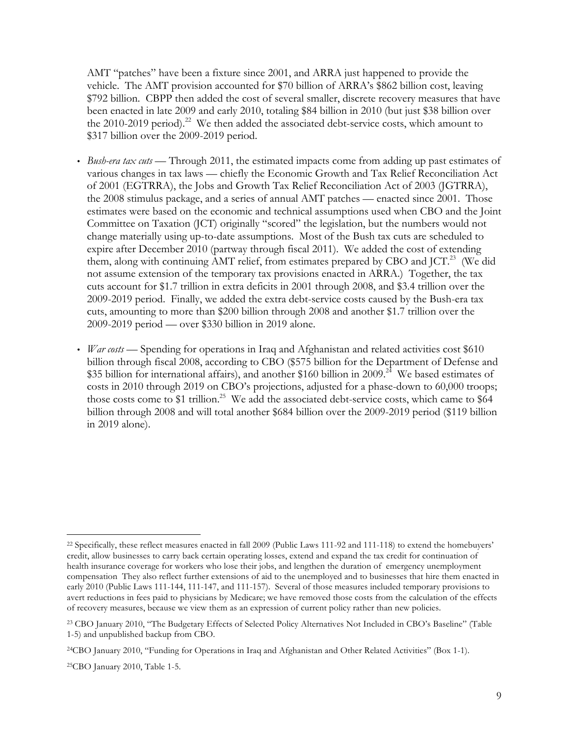AMT "patches" have been a fixture since 2001, and ARRA just happened to provide the vehicle. The AMT provision accounted for $70 billion of ARRA's $862 billion cost, leaving $792 billion. CBPP then added the cost of several smaller, discrete recovery measures that have been enacted in late 2009 and early 2010, totaling $84 billion in 2010 (but just $38 billion over the 2010-2019 period).[22] We then added the associated debt-service costs, which amount to $317 billion over the 2009-2019 period.

- *Bush-era tax cuts* — Through 2011, the estimated impacts come from adding up past estimates of various changes in tax laws — chiefly the Economic Growth and Tax Relief Reconciliation Act of 2001 (EGTRRA), the Jobs and Growth Tax Relief Reconciliation Act of 2003 (JGTRRA), the 2008 stimulus package, and a series of annual AMT patches — enacted since 2001. Those estimates were based on the economic and technical assumptions used when CBO and the Joint Committee on Taxation (JCT) originally "scored" the legislation, but the numbers would not change materially using up-to-date assumptions. Most of the Bush tax cuts are scheduled to expire after December 2010 (partway through fiscal 2011). We added the cost of extending them, along with continuing AMT relief, from estimates prepared by CBO and JCT.[23] (We did not assume extension of the temporary tax provisions enacted in ARRA.) Together, the tax cuts account for $1.7 trillion in extra deficits in 2001 through 2008, and $3.4 trillion over the 2009-2019 period. Finally, we added the extra debt-service costs caused by the Bush-era tax cuts, amounting to more than $200 billion through 2008 and another $1.7 trillion over the 2009-2019 period — over $330 billion in 2019 alone.

- *War costs* — Spending for operations in Iraq and Afghanistan and related activities cost $610 billion through fiscal 2008, according to CBO ($575 billion for the Department of Defense and $35 billion for international affairs), and another $160 billion in 2009.[24] We based estimates of costs in 2010 through 2019 on CBO's projections, adjusted for a phase-down to 60,000 troops; those costs come to $1 trillion.[25] We add the associated debt-service costs, which came to $64 billion through 2008 and will total another $684 billion over the 2009-2019 period ($119 billion in 2019 alone).

---

[22] Specifically, these reflect measures enacted in fall 2009 (Public Laws 111-92 and 111-118) to extend the homebuyers' credit, allow businesses to carry back certain operating losses, extend and expand the tax credit for continuation of health insurance coverage for workers who lose their jobs, and lengthen the duration of emergency unemployment compensation They also reflect further extensions of aid to the unemployed and to businesses that hire them enacted in early 2010 (Public Laws 111-144, 111-147, and 111-157). Several of those measures included temporary provisions to avert reductions in fees paid to physicians by Medicare; we have removed those costs from the calculation of the effects of recovery measures, because we view them as an expression of current policy rather than new policies.

[23] CBO January 2010, "The Budgetary Effects of Selected Policy Alternatives Not Included in CBO's Baseline" (Table 1-5) and unpublished backup from CBO.

[24] CBO January 2010, "Funding for Operations in Iraq and Afghanistan and Other Related Activities" (Box 1-1).

[25] CBO January 2010, Table 1-5.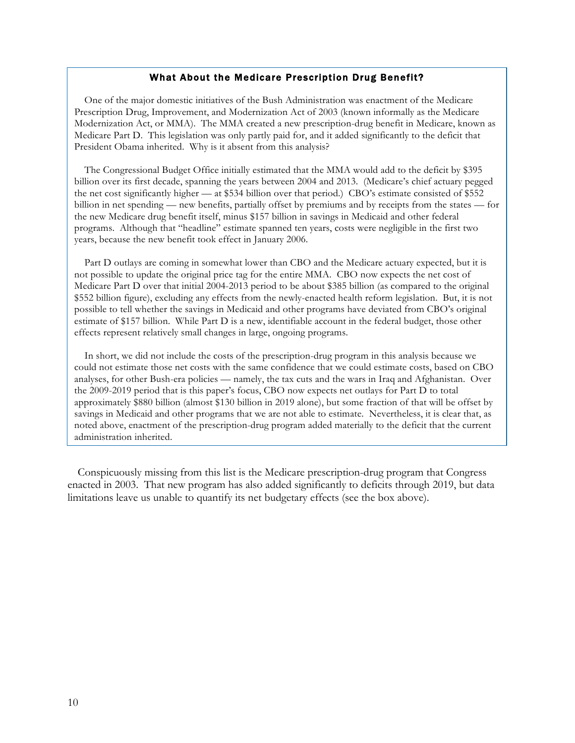### What About the Medicare Prescription Drug Benefit?

One of the major domestic initiatives of the Bush Administration was enactment of the Medicare Prescription Drug, Improvement, and Modernization Act of 2003 (known informally as the Medicare Modernization Act, or MMA). The MMA created a new prescription-drug benefit in Medicare, known as Medicare Part D. This legislation was only partly paid for, and it added significantly to the deficit that President Obama inherited. Why is it absent from this analysis?

The Congressional Budget Office initially estimated that the MMA would add to the deficit by $395 billion over its first decade, spanning the years between 2004 and 2013. (Medicare's chief actuary pegged the net cost significantly higher — at $534 billion over that period.) CBO's estimate consisted of $552 billion in net spending — new benefits, partially offset by premiums and by receipts from the states — for the new Medicare drug benefit itself, minus $157 billion in savings in Medicaid and other federal programs. Although that "headline" estimate spanned ten years, costs were negligible in the first two years, because the new benefit took effect in January 2006.

Part D outlays are coming in somewhat lower than CBO and the Medicare actuary expected, but it is not possible to update the original price tag for the entire MMA. CBO now expects the net cost of Medicare Part D over that initial 2004-2013 period to be about $385 billion (as compared to the original $552 billion figure), excluding any effects from the newly-enacted health reform legislation. But, it is not possible to tell whether the savings in Medicaid and other programs have deviated from CBO's original estimate of $157 billion. While Part D is a new, identifiable account in the federal budget, those other effects represent relatively small changes in large, ongoing programs.

In short, we did not include the costs of the prescription-drug program in this analysis because we could not estimate those net costs with the same confidence that we could estimate costs, based on CBO analyses, for other Bush-era policies — namely, the tax cuts and the wars in Iraq and Afghanistan. Over the 2009-2019 period that is this paper's focus, CBO now expects net outlays for Part D to total approximately $880 billion (almost $130 billion in 2019 alone), but some fraction of that will be offset by savings in Medicaid and other programs that we are not able to estimate. Nevertheless, it is clear that, as noted above, enactment of the prescription-drug program added materially to the deficit that the current administration inherited.

Conspicuously missing from this list is the Medicare prescription-drug program that Congress enacted in 2003. That new program has also added significantly to deficits through 2019, but data limitations leave us unable to quantify its net budgetary effects (see the box above).